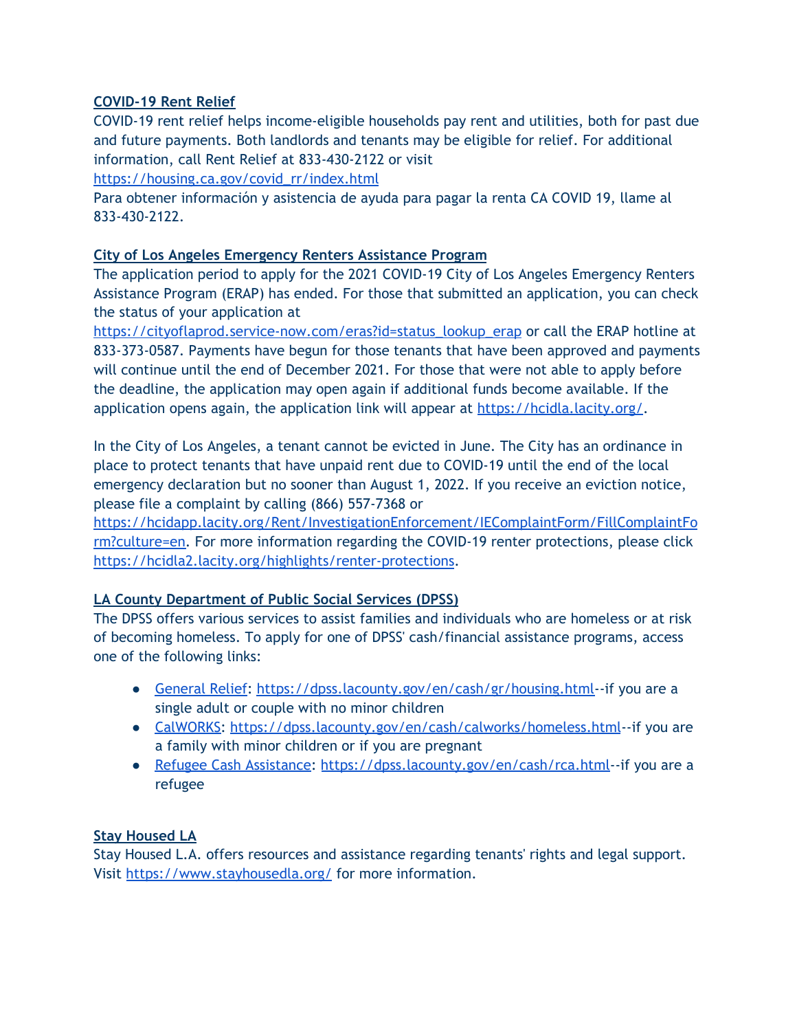## [COVID-19 Rent Relief](https://housing.ca.gov/covid_rr/index.html)

COVID-19 rent relief helps income-eligible households pay rent and utilities, both for past due and future payments. Both landlords and tenants may be eligible for relief. For additional information, call Rent Relief at 833-430-2122 or visit [https://housing.ca.gov/covid_rr/index.html](https://housing.ca.gov/covid_rr/index.html)

Para obtener información y asistencia de ayuda para pagar la renta CA COVID 19, llame al 833-430-2122.

## City of Los Angeles Emergency Renters Assistance Program

The application period to apply for the 2021 COVID-19 City of Los Angeles Emergency Renters Assistance Program (ERAP) has ended. For those that submitted an application, you can check the status of your application at [https://cityoflaprod.service-now.com/eras?id=status_lookup_erap](https://cityoflaprod.service-now.com/eras?id=status_lookup_erap) or call the ERAP hotline at 833-373-0587. Payments have begun for those tenants that have been approved and payments will continue until the end of December 2021. For those that were not able to apply before the deadline, the application may open again if additional funds become available. If the application opens again, the application link will appear at [https://hcidla.lacity.org/](https://hcidla.lacity.org/).

In the City of Los Angeles, a tenant cannot be evicted in June. The City has an ordinance in place to protect tenants that have unpaid rent due to COVID-19 until the end of the local emergency declaration but no sooner than August 1, 2022. If you receive an eviction notice, please file a complaint by calling (866) 557-7368 or [https://hcidapp.lacity.org/Rent/InvestigationEnforcement/IEComplaintForm/FillComplaintForm?culture=en](https://hcidapp.lacity.org/Rent/InvestigationEnforcement/IEComplaintForm/FillComplaintForm?culture=en). For more information regarding the COVID-19 renter protections, please click [https://hcidla2.lacity.org/highlights/renter-protections](https://hcidla2.lacity.org/highlights/renter-protections).

## LA County Department of Public Social Services (DPSS)

The DPSS offers various services to assist families and individuals who are homeless or at risk of becoming homeless. To apply for one of DPSS' cash/financial assistance programs, access one of the following links:

- General Relief: [https://dpss.lacounty.gov/en/cash/gr/housing.html](https://dpss.lacounty.gov/en/cash/gr/housing.html)--if you are a single adult or couple with no minor children
- CalWORKS: [https://dpss.lacounty.gov/en/cash/calworks/homeless.html](https://dpss.lacounty.gov/en/cash/calworks/homeless.html)--if you are a family with minor children or if you are pregnant
- Refugee Cash Assistance: [https://dpss.lacounty.gov/en/cash/rca.html](https://dpss.lacounty.gov/en/cash/rca.html)--if you are a refugee

## Stay Housed LA

Stay Housed L.A. offers resources and assistance regarding tenants' rights and legal support. Visit [https://www.stayhousedla.org/](https://www.stayhousedla.org/) for more information.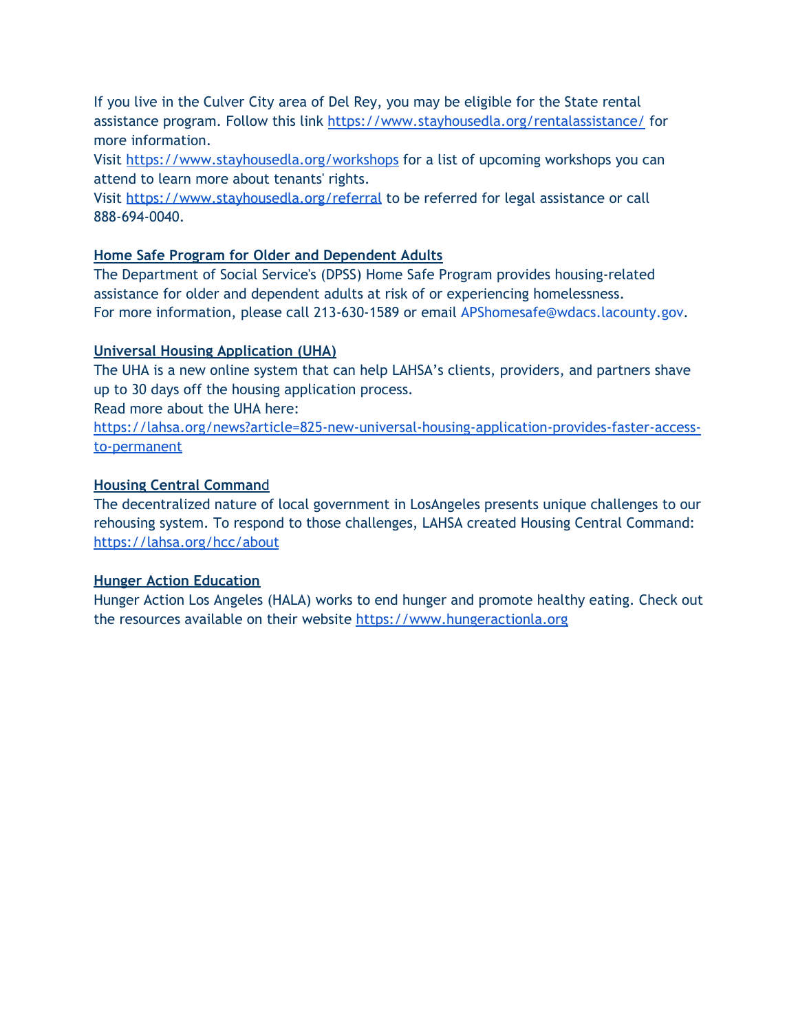If you live in the Culver City area of Del Rey, you may be eligible for the State rental assistance program. Follow this link https://www.stayhousedla.org/rentalassistance/ for more information.

Visit https://www.stayhousedla.org/workshops for a list of upcoming workshops you can attend to learn more about tenants' rights.

Visit https://www.stayhousedla.org/referral to be referred for legal assistance or call 888-694-0040.

**Home Safe Program for Older and Dependent Adults**

The Department of Social Service's (DPSS) Home Safe Program provides housing-related assistance for older and dependent adults at risk of or experiencing homelessness.

For more information, please call 213-630-1589 or email APShomesafe@wdacs.lacounty.gov.

**Universal Housing Application (UHA)**

The UHA is a new online system that can help LAHSA's clients, providers, and partners shave up to 30 days off the housing application process.

Read more about the UHA here:

https://lahsa.org/news?article=825-new-universal-housing-application-provides-faster-access-to-permanent

**Housing Central Command**

The decentralized nature of local government in LosAngeles presents unique challenges to our rehousing system. To respond to those challenges, LAHSA created Housing Central Command: https://lahsa.org/hcc/about

**Hunger Action Education**

Hunger Action Los Angeles (HALA) works to end hunger and promote healthy eating. Check out the resources available on their website https://www.hungeractionla.org